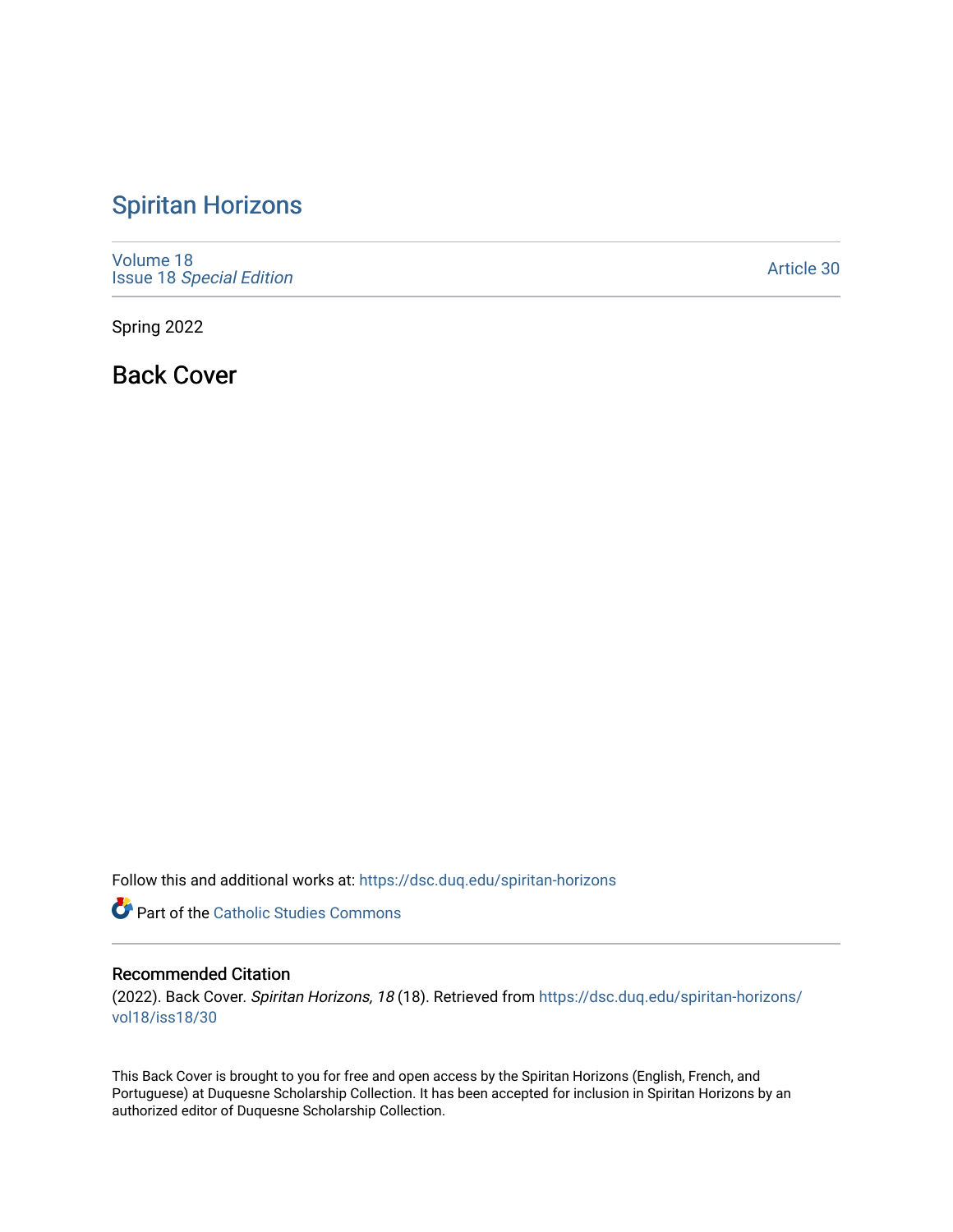# Spiritan Horizons

Volume 18
Issue 18 *Special Edition*

Article 30

Spring 2022

## Back Cover

Follow this and additional works at: https://dsc.duq.edu/spiritan-horizons

Part of the Catholic Studies Commons

### Recommended Citation

(2022). Back Cover. *Spiritan Horizons, 18* (18). Retrieved from https://dsc.duq.edu/spiritan-horizons/vol18/iss18/30

This Back Cover is brought to you for free and open access by the Spiritan Horizons (English, French, and Portuguese) at Duquesne Scholarship Collection. It has been accepted for inclusion in Spiritan Horizons by an authorized editor of Duquesne Scholarship Collection.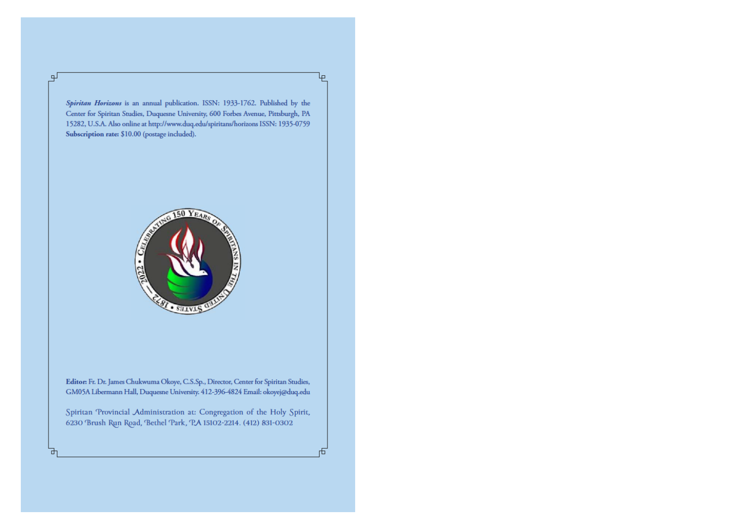*Spiritan Horizons* is an annual publication. ISSN: 1933-1762. Published by the Center for Spiritan Studies, Duquesne University, 600 Forbes Avenue, Pittsburgh, PA 15282, U.S.A. Also online at http://www.duq.edu/spiritans/horizons ISSN: 1935-0759
**Subscription rate:** $10.00 (postage included).

**Editor:** Fr. Dr. James Chukwuma Okoye, C.S.Sp., Director, Center for Spiritan Studies, GM05A Libermann Hall, Duquesne University. 412-396-4824 Email: okoyej@duq.edu

Spiritan Provincial Administration at: Congregation of the Holy Spirit, 6230 Brush Run Road, Bethel Park, PA 15102-2214. (412) 831-0302